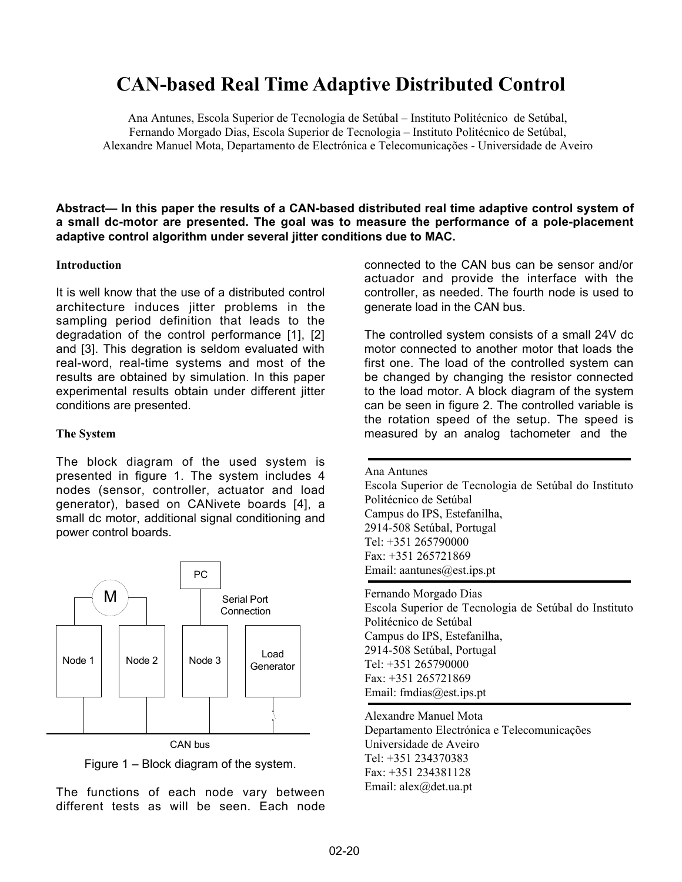# CAN-based Real Time Adaptive Distributed Control

Ana Antunes, Escola Superior de Tecnologia de Setúbal – Instituto Politécnico de Setúbal,
Fernando Morgado Dias, Escola Superior de Tecnologia – Instituto Politécnico de Setúbal,
Alexandre Manuel Mota, Departamento de Electrónica e Telecomunicações - Universidade de Aveiro

**Abstract— In this paper the results of a CAN-based distributed real time adaptive control system of a small dc-motor are presented. The goal was to measure the performance of a pole-placement adaptive control algorithm under several jitter conditions due to MAC.**

## Introduction

It is well know that the use of a distributed control architecture induces jitter problems in the sampling period definition that leads to the degradation of the control performance [1], [2] and [3]. This degration is seldom evaluated with real-word, real-time systems and most of the results are obtained by simulation. In this paper experimental results obtain under different jitter conditions are presented.

## The System

The block diagram of the used system is presented in figure 1. The system includes 4 nodes (sensor, controller, actuator and load generator), based on CANivete boards [4], a small dc motor, additional signal conditioning and power control boards.

Figure 1 – Block diagram of the system.

The functions of each node vary between different tests as will be seen. Each node connected to the CAN bus can be sensor and/or actuador and provide the interface with the controller, as needed. The fourth node is used to generate load in the CAN bus.

The controlled system consists of a small 24V dc motor connected to another motor that loads the first one. The load of the controlled system can be changed by changing the resistor connected to the load motor. A block diagram of the system can be seen in figure 2. The controlled variable is the rotation speed of the setup. The speed is measured by an analog tachometer and the

---

Ana Antunes
Escola Superior de Tecnologia de Setúbal do Instituto Politécnico de Setúbal
Campus do IPS, Estefanilha,
2914-508 Setúbal, Portugal
Tel: +351 265790000
Fax: +351 265721869
Email: aantunes@est.ips.pt

Fernando Morgado Dias
Escola Superior de Tecnologia de Setúbal do Instituto Politécnico de Setúbal
Campus do IPS, Estefanilha,
2914-508 Setúbal, Portugal
Tel: +351 265790000
Fax: +351 265721869
Email: fmdias@est.ips.pt

Alexandre Manuel Mota
Departamento Electrónica e Telecomunicações
Universidade de Aveiro
Tel: +351 234370383
Fax: +351 234381128
Email: alex@det.ua.pt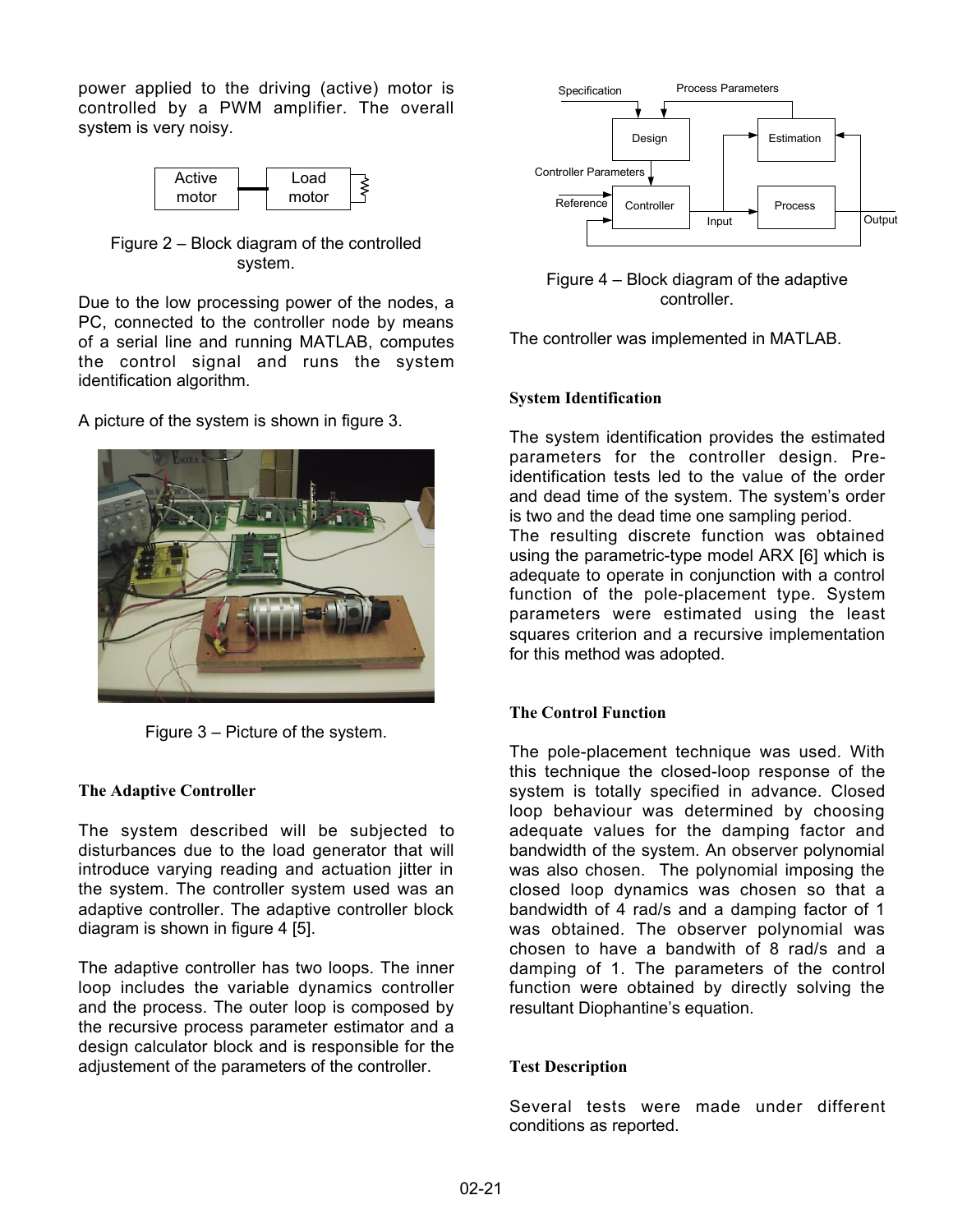power applied to the driving (active) motor is controlled by a PWM amplifier. The overall system is very noisy.

Figure 2 – Block diagram of the controlled system.

Due to the low processing power of the nodes, a PC, connected to the controller node by means of a serial line and running MATLAB, computes the control signal and runs the system identification algorithm.

A picture of the system is shown in figure 3.

Figure 3 – Picture of the system.

### The Adaptive Controller

The system described will be subjected to disturbances due to the load generator that will introduce varying reading and actuation jitter in the system. The controller system used was an adaptive controller. The adaptive controller block diagram is shown in figure 4 [5].

The adaptive controller has two loops. The inner loop includes the variable dynamics controller and the process. The outer loop is composed by the recursive process parameter estimator and a design calculator block and is responsible for the adjustement of the parameters of the controller.

Figure 4 – Block diagram of the adaptive controller.

The controller was implemented in MATLAB.

### System Identification

The system identification provides the estimated parameters for the controller design. Pre-identification tests led to the value of the order and dead time of the system. The system's order is two and the dead time one sampling period.
The resulting discrete function was obtained using the parametric-type model ARX [6] which is adequate to operate in conjunction with a control function of the pole-placement type. System parameters were estimated using the least squares criterion and a recursive implementation for this method was adopted.

### The Control Function

The pole-placement technique was used. With this technique the closed-loop response of the system is totally specified in advance. Closed loop behaviour was determined by choosing adequate values for the damping factor and bandwidth of the system. An observer polynomial was also chosen. The polynomial imposing the closed loop dynamics was chosen so that a bandwidth of 4 rad/s and a damping factor of 1 was obtained. The observer polynomial was chosen to have a bandwith of 8 rad/s and a damping of 1. The parameters of the control function were obtained by directly solving the resultant Diophantine's equation.

### Test Description

Several tests were made under different conditions as reported.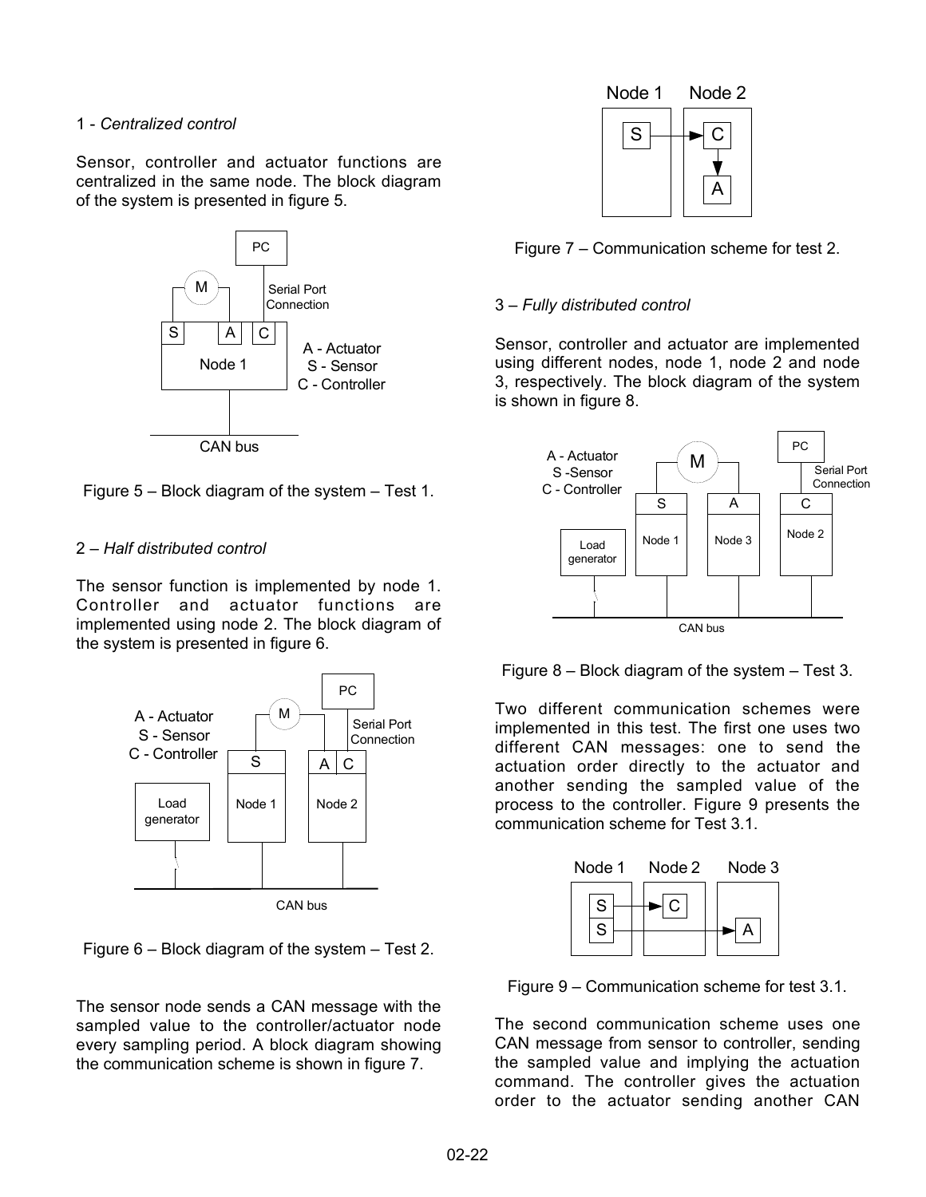1 - *Centralized control*

Sensor, controller and actuator functions are centralized in the same node. The block diagram of the system is presented in figure 5.

Figure 5 – Block diagram of the system – Test 1.

2 – *Half distributed control*

The sensor function is implemented by node 1. Controller and actuator functions are implemented using node 2. The block diagram of the system is presented in figure 6.

Figure 6 – Block diagram of the system – Test 2.

The sensor node sends a CAN message with the sampled value to the controller/actuator node every sampling period. A block diagram showing the communication scheme is shown in figure 7.

Figure 7 – Communication scheme for test 2.

3 – *Fully distributed control*

Sensor, controller and actuator are implemented using different nodes, node 1, node 2 and node 3, respectively. The block diagram of the system is shown in figure 8.

Figure 8 – Block diagram of the system – Test 3.

Two different communication schemes were implemented in this test. The first one uses two different CAN messages: one to send the actuation order directly to the actuator and another sending the sampled value of the process to the controller. Figure 9 presents the communication scheme for Test 3.1.

Figure 9 – Communication scheme for test 3.1.

The second communication scheme uses one CAN message from sensor to controller, sending the sampled value and implying the actuation command. The controller gives the actuation order to the actuator sending another CAN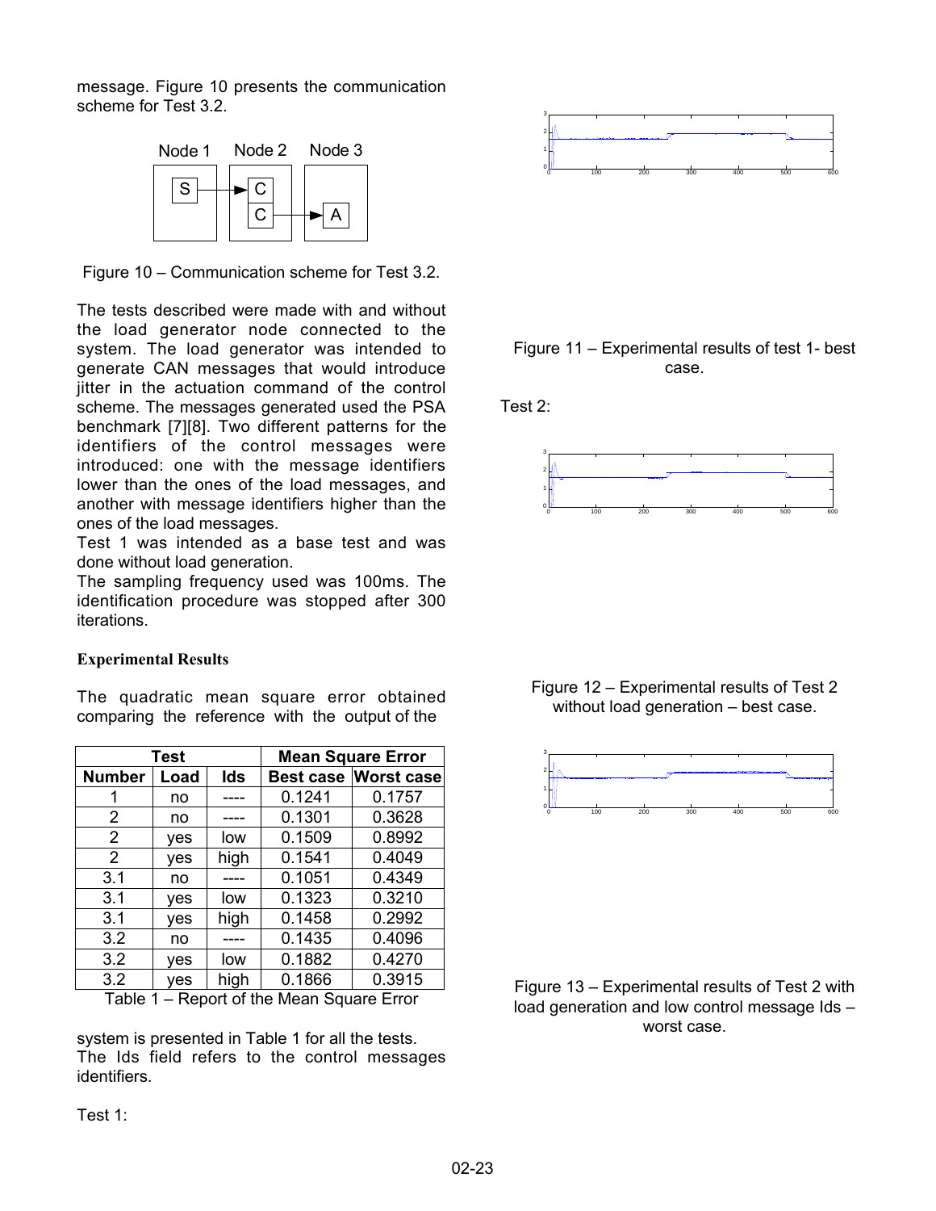message. Figure 10 presents the communication scheme for Test 3.2.

Figure 10 – Communication scheme for Test 3.2.

The tests described were made with and without the load generator node connected to the system. The load generator was intended to generate CAN messages that would introduce jitter in the actuation command of the control scheme. The messages generated used the PSA benchmark [7][8]. Two different patterns for the identifiers of the control messages were introduced: one with the message identifiers lower than the ones of the load messages, and another with message identifiers higher than the ones of the load messages.
Test 1 was intended as a base test and was done without load generation.
The sampling frequency used was 100ms. The identification procedure was stopped after 300 iterations.

### Experimental Results

The quadratic mean square error obtained comparing the reference with the output of the system is presented in Table 1 for all the tests.
The Ids field refers to the control messages identifiers.

| Test | | | Mean Square Error | |
|---|---|---|---|---|
| Number | Load | Ids | Best case | Worst case |
| 1 | no | ---- | 0.1241 | 0.1757 |
| 2 | no | ---- | 0.1301 | 0.3628 |
| 2 | yes | low | 0.1509 | 0.8992 |
| 2 | yes | high | 0.1541 | 0.4049 |
| 3.1 | no | ---- | 0.1051 | 0.4349 |
| 3.1 | yes | low | 0.1323 | 0.3210 |
| 3.1 | yes | high | 0.1458 | 0.2992 |
| 3.2 | no | ---- | 0.1435 | 0.4096 |
| 3.2 | yes | low | 0.1882 | 0.4270 |
| 3.2 | yes | high | 0.1866 | 0.3915 |

Table 1 – Report of the Mean Square Error

Test 1:

Figure 11 – Experimental results of test 1- best case.

Test 2:

Figure 12 – Experimental results of Test 2 without load generation – best case.

Figure 13 – Experimental results of Test 2 with load generation and low control message Ids – worst case.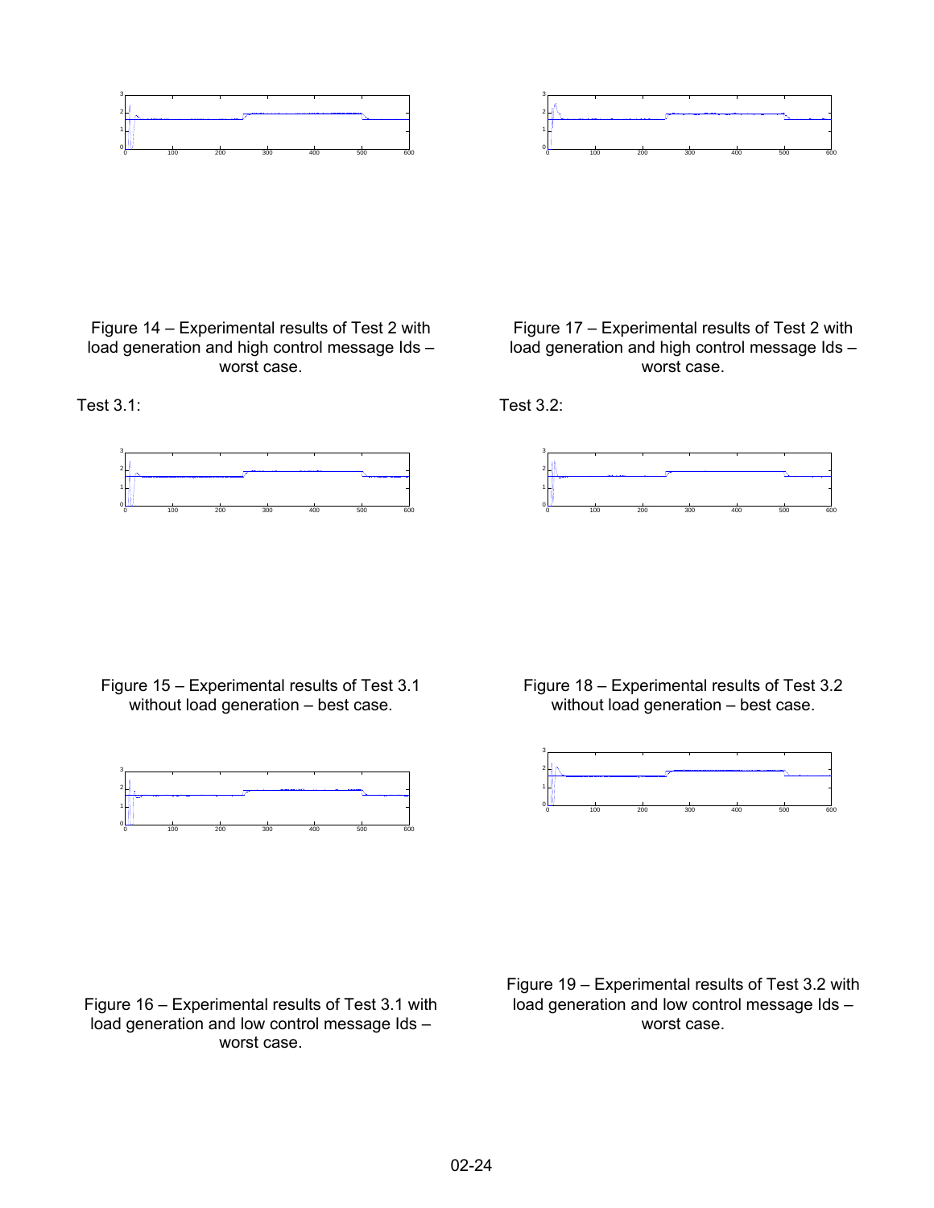Figure 14 – Experimental results of Test 2 with load generation and high control message Ids – worst case.

Figure 17 – Experimental results of Test 2 with load generation and high control message Ids – worst case.

Test 3.1:

Figure 15 – Experimental results of Test 3.1 without load generation – best case.

Figure 16 – Experimental results of Test 3.1 with load generation and low control message Ids – worst case.

Test 3.2:

Figure 18 – Experimental results of Test 3.2 without load generation – best case.

Figure 19 – Experimental results of Test 3.2 with load generation and low control message Ids – worst case.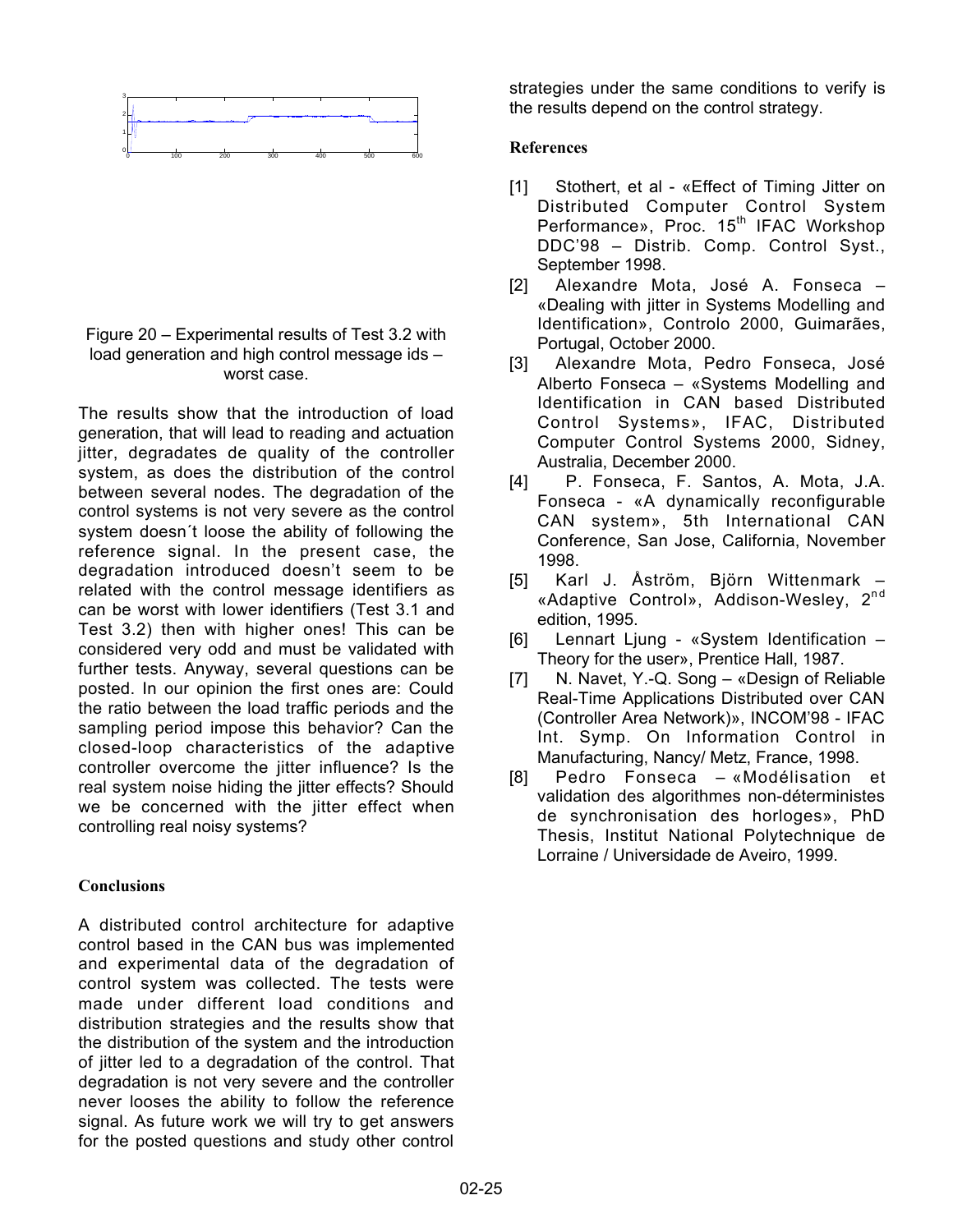3
2
1
0
0 100 200 300 400 500 600

Figure 20 – Experimental results of Test 3.2 with load generation and high control message ids – worst case.

The results show that the introduction of load generation, that will lead to reading and actuation jitter, degradates de quality of the controller system, as does the distribution of the control between several nodes. The degradation of the control systems is not very severe as the control system doesn´t loose the ability of following the reference signal. In the present case, the degradation introduced doesn't seem to be related with the control message identifiers as can be worst with lower identifiers (Test 3.1 and Test 3.2) then with higher ones! This can be considered very odd and must be validated with further tests. Anyway, several questions can be posted. In our opinion the first ones are: Could the ratio between the load traffic periods and the sampling period impose this behavior? Can the closed-loop characteristics of the adaptive controller overcome the jitter influence? Is the real system noise hiding the jitter effects? Should we be concerned with the jitter effect when controlling real noisy systems?

## Conclusions

A distributed control architecture for adaptive control based in the CAN bus was implemented and experimental data of the degradation of control system was collected. The tests were made under different load conditions and distribution strategies and the results show that the distribution of the system and the introduction of jitter led to a degradation of the control. That degradation is not very severe and the controller never looses the ability to follow the reference signal. As future work we will try to get answers for the posted questions and study other control strategies under the same conditions to verify is the results depend on the control strategy.

## References

[1] Stothert, et al - «Effect of Timing Jitter on Distributed Computer Control System Performance», Proc. 15th IFAC Workshop DDC'98 – Distrib. Comp. Control Syst., September 1998.

[2] Alexandre Mota, José A. Fonseca – «Dealing with jitter in Systems Modelling and Identification», Controlo 2000, Guimarães, Portugal, October 2000.

[3] Alexandre Mota, Pedro Fonseca, José Alberto Fonseca – «Systems Modelling and Identification in CAN based Distributed Control Systems», IFAC, Distributed Computer Control Systems 2000, Sidney, Australia, December 2000.

[4] P. Fonseca, F. Santos, A. Mota, J.A. Fonseca - «A dynamically reconfigurable CAN system», 5th International CAN Conference, San Jose, California, November 1998.

[5] Karl J. Åström, Björn Wittenmark – «Adaptive Control», Addison-Wesley, 2nd edition, 1995.

[6] Lennart Ljung - «System Identification – Theory for the user», Prentice Hall, 1987.

[7] N. Navet, Y.-Q. Song – «Design of Reliable Real-Time Applications Distributed over CAN (Controller Area Network)», INCOM'98 - IFAC Int. Symp. On Information Control in Manufacturing, Nancy/ Metz, France, 1998.

[8] Pedro Fonseca – «Modélisation et validation des algorithmes non-déterministes de synchronisation des horloges», PhD Thesis, Institut National Polytechnique de Lorraine / Universidade de Aveiro, 1999.